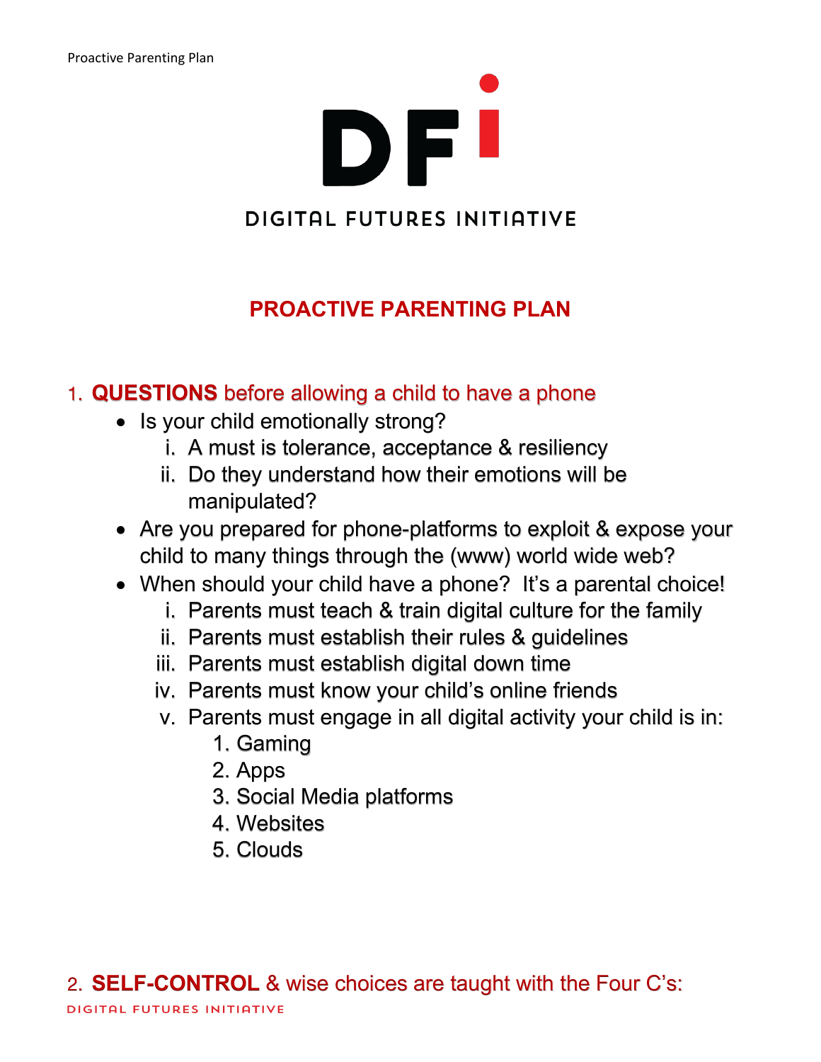DFi

DIGITAL FUTURES INITIATIVE

# PROACTIVE PARENTING PLAN

## 1. QUESTIONS before allowing a child to have a phone

- Is your child emotionally strong?
  - i. A must is tolerance, acceptance & resiliency
  - ii. Do they understand how their emotions will be manipulated?
- Are you prepared for phone-platforms to exploit & expose your child to many things through the (www) world wide web?
- When should your child have a phone? It's a parental choice!
  - i. Parents must teach & train digital culture for the family
  - ii. Parents must establish their rules & guidelines
  - iii. Parents must establish digital down time
  - iv. Parents must know your child's online friends
  - v. Parents must engage in all digital activity your child is in:
    1. Gaming
    2. Apps
    3. Social Media platforms
    4. Websites
    5. Clouds

## 2. SELF-CONTROL & wise choices are taught with the Four C's: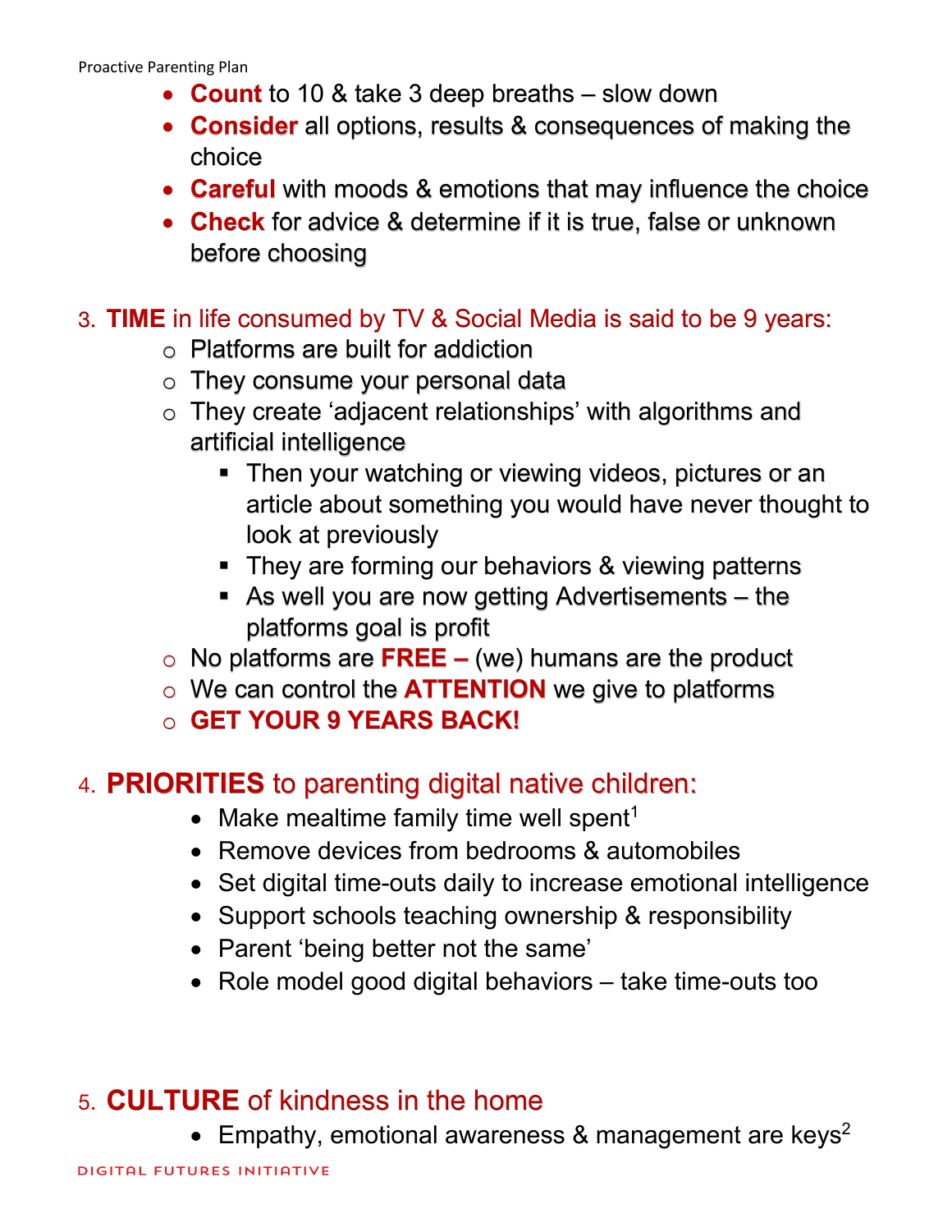- **Count** to 10 & take 3 deep breaths – slow down
- **Consider** all options, results & consequences of making the choice
- **Careful** with moods & emotions that may influence the choice
- **Check** for advice & determine if it is true, false or unknown before choosing

3. **TIME** in life consumed by TV & Social Media is said to be 9 years:
   - Platforms are built for addiction
   - They consume your personal data
   - They create 'adjacent relationships' with algorithms and artificial intelligence
     - Then your watching or viewing videos, pictures or an article about something you would have never thought to look at previously
     - They are forming our behaviors & viewing patterns
     - As well you are now getting Advertisements – the platforms goal is profit
   - No platforms are **FREE –** (we) humans are the product
   - We can control the **ATTENTION** we give to platforms
   - **GET YOUR 9 YEARS BACK!**

4. **PRIORITIES** to parenting digital native children:
   - Make mealtime family time well spent[1]
   - Remove devices from bedrooms & automobiles
   - Set digital time-outs daily to increase emotional intelligence
   - Support schools teaching ownership & responsibility
   - Parent 'being better not the same'
   - Role model good digital behaviors – take time-outs too

5. **CULTURE** of kindness in the home
   - Empathy, emotional awareness & management are keys[2]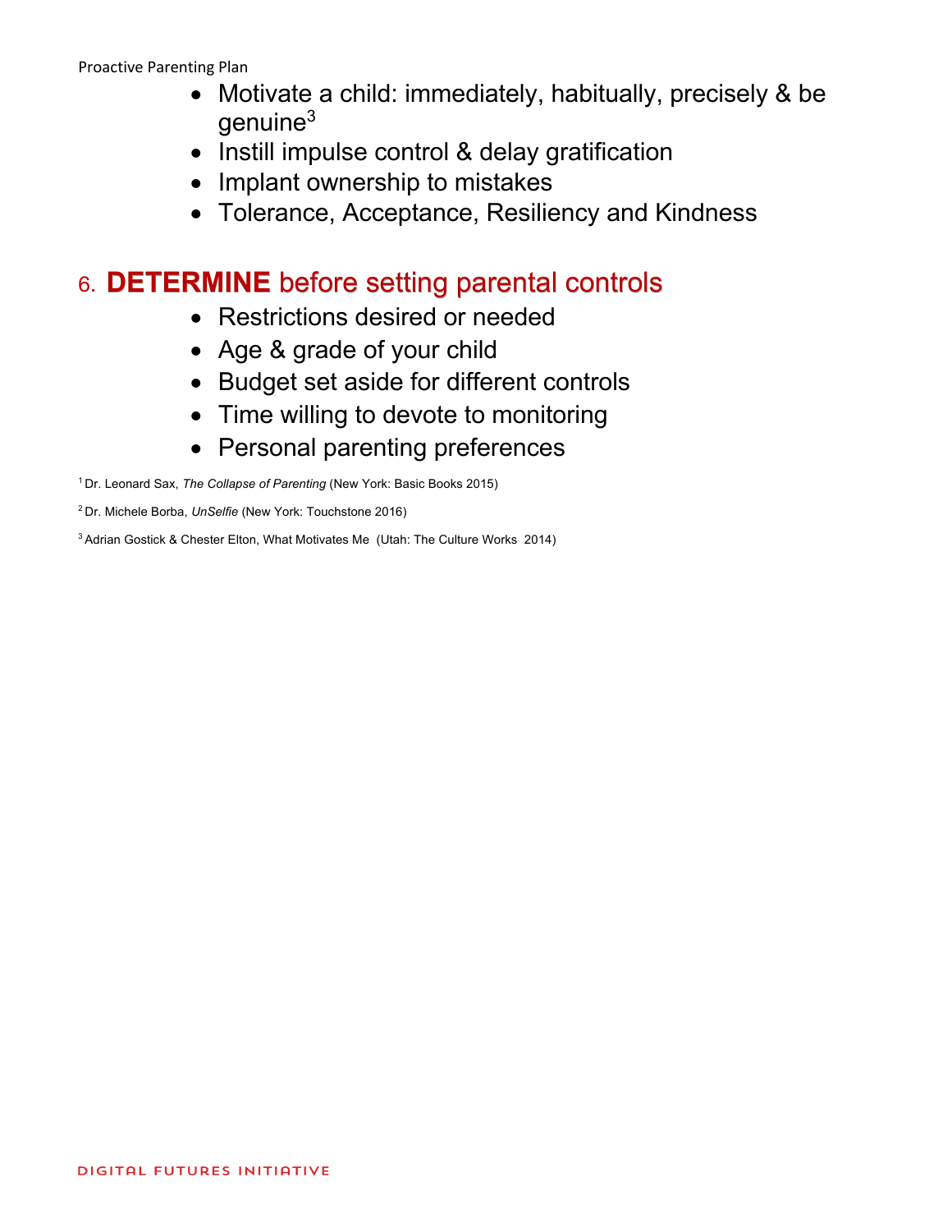- Motivate a child: immediately, habitually, precisely & be genuine[3]
- Instill impulse control & delay gratification
- Implant ownership to mistakes
- Tolerance, Acceptance, Resiliency and Kindness

## 6. **DETERMINE** before setting parental controls

- Restrictions desired or needed
- Age & grade of your child
- Budget set aside for different controls
- Time willing to devote to monitoring
- Personal parenting preferences

[1] Dr. Leonard Sax, *The Collapse of Parenting* (New York: Basic Books 2015)

[2] Dr. Michele Borba, *UnSelfie* (New York: Touchstone 2016)

[3] Adrian Gostick & Chester Elton, What Motivates Me (Utah: The Culture Works 2014)